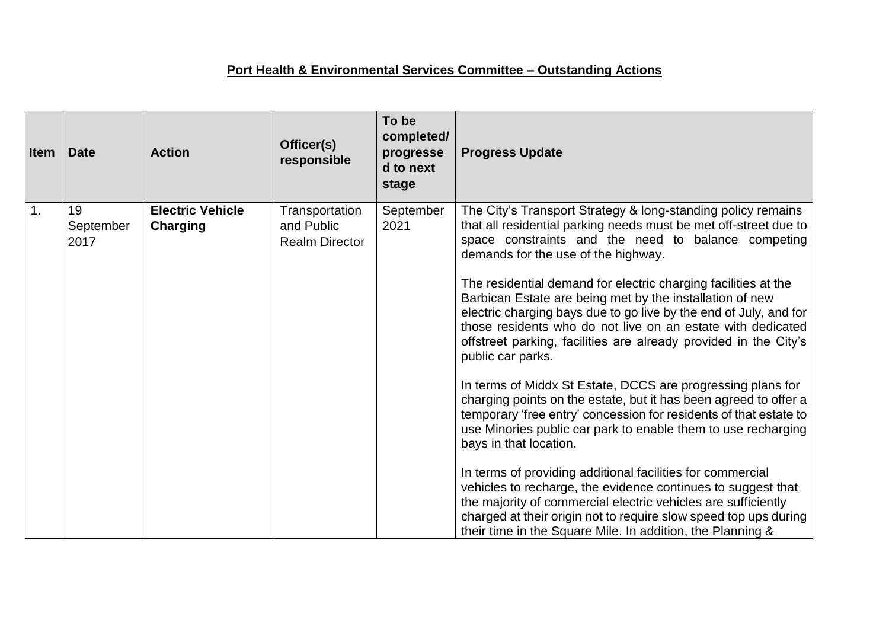**Port Health & Environmental Services Committee – Outstanding Actions**

| Item | Date | Action | Officer(s) responsible | To be completed/ progressed to next stage | Progress Update |
|---|---|---|---|---|---|
| 1. | 19 September 2017 | **Electric Vehicle Charging** | Transportation and Public Realm Director | September 2021 | The City's Transport Strategy & long-standing policy remains that all residential parking needs must be met off-street due to space constraints and the need to balance competing demands for the use of the highway.<br><br>The residential demand for electric charging facilities at the Barbican Estate are being met by the installation of new electric charging bays due to go live by the end of July, and for those residents who do not live on an estate with dedicated offstreet parking, facilities are already provided in the City's public car parks.<br><br>In terms of Middx St Estate, DCCS are progressing plans for charging points on the estate, but it has been agreed to offer a temporary 'free entry' concession for residents of that estate to use Minories public car park to enable them to use recharging bays in that location.<br><br>In terms of providing additional facilities for commercial vehicles to recharge, the evidence continues to suggest that the majority of commercial electric vehicles are sufficiently charged at their origin not to require slow speed top ups during their time in the Square Mile. In addition, the Planning & |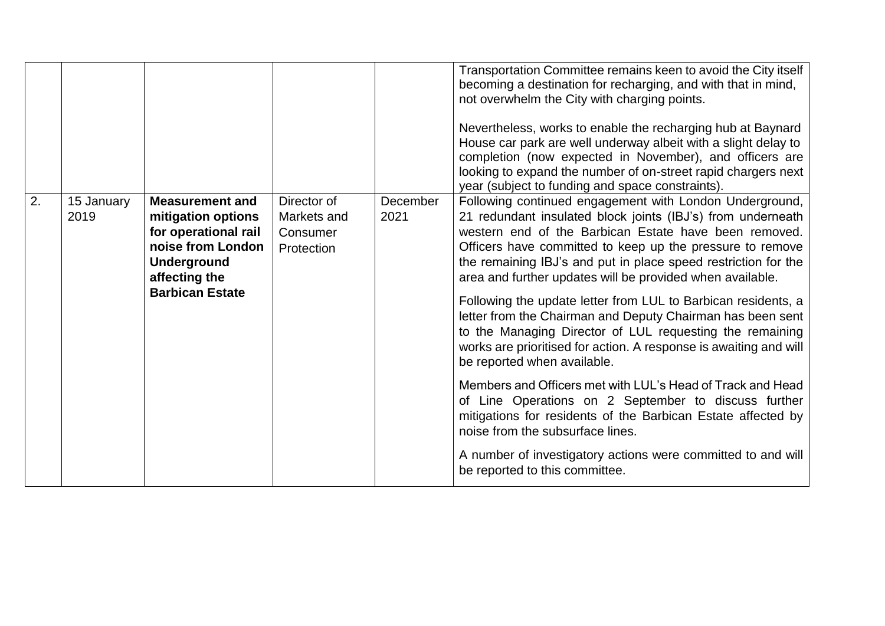| | | | | | |
|---|---|---|---|---|---|
| | | | | | Transportation Committee remains keen to avoid the City itself becoming a destination for recharging, and with that in mind, not overwhelm the City with charging points.<br><br>Nevertheless, works to enable the recharging hub at Baynard House car park are well underway albeit with a slight delay to completion (now expected in November), and officers are looking to expand the number of on-street rapid chargers next year (subject to funding and space constraints). |
| 2. | 15 January 2019 | **Measurement and mitigation options for operational rail noise from London Underground affecting the Barbican Estate** | Director of Markets and Consumer Protection | December 2021 | Following continued engagement with London Underground, 21 redundant insulated block joints (IBJ's) from underneath western end of the Barbican Estate have been removed. Officers have committed to keep up the pressure to remove the remaining IBJ's and put in place speed restriction for the area and further updates will be provided when available.<br><br>Following the update letter from LUL to Barbican residents, a letter from the Chairman and Deputy Chairman has been sent to the Managing Director of LUL requesting the remaining works are prioritised for action. A response is awaiting and will be reported when available.<br><br>Members and Officers met with LUL's Head of Track and Head of Line Operations on 2 September to discuss further mitigations for residents of the Barbican Estate affected by noise from the subsurface lines.<br><br>A number of investigatory actions were committed to and will be reported to this committee. |